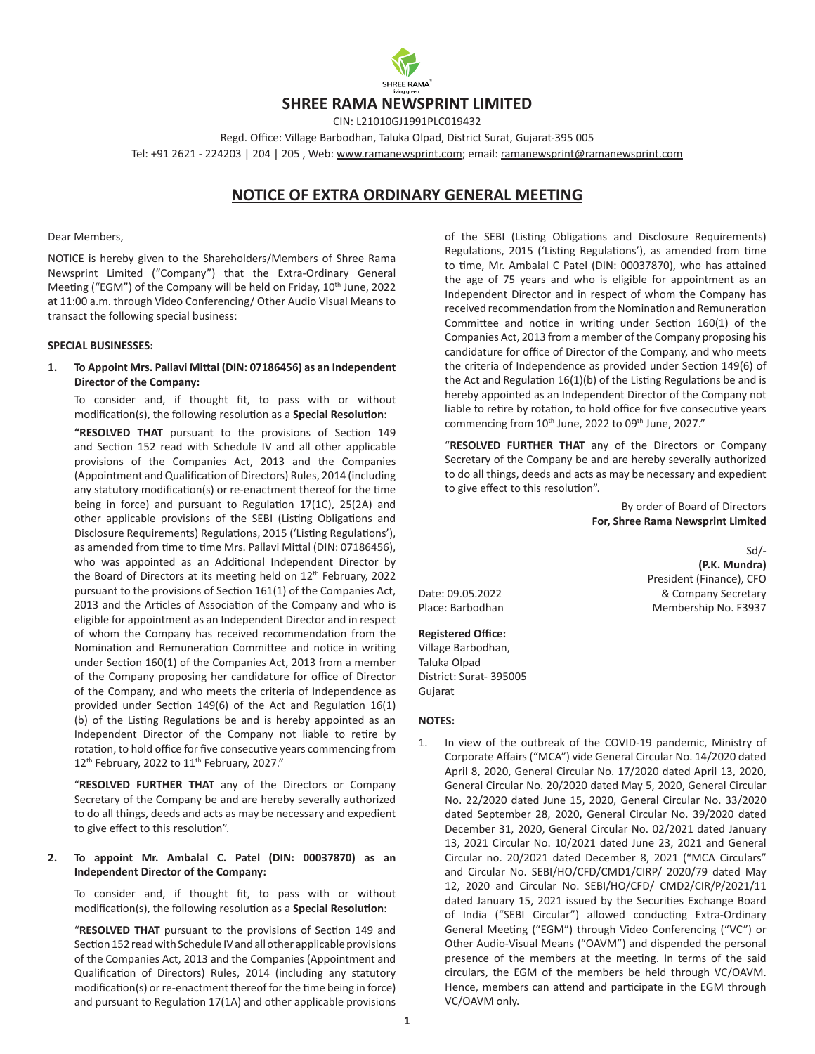# SHREE RAMA NEWSPRINT LIMITED

CIN: L21010GJ1991PLC019432

Regd. Office: Village Barbodhan, Taluka Olpad, District Surat, Gujarat-395 005

Tel: +91 2621 - 224203 | 204 | 205 , Web: www.ramanewsprint.com; email: ramanewsprint@ramanewsprint.com

## NOTICE OF EXTRA ORDINARY GENERAL MEETING

Dear Members,

NOTICE is hereby given to the Shareholders/Members of Shree Rama Newsprint Limited ("Company") that the Extra-Ordinary General Meeting ("EGM") of the Company will be held on Friday, 10th June, 2022 at 11:00 a.m. through Video Conferencing/ Other Audio Visual Means to transact the following special business:

**SPECIAL BUSINESSES:**

**1. To Appoint Mrs. Pallavi Mittal (DIN: 07186456) as an Independent Director of the Company:**

To consider and, if thought fit, to pass with or without modification(s), the following resolution as a **Special Resolution**:

"**RESOLVED THAT** pursuant to the provisions of Section 149 and Section 152 read with Schedule IV and all other applicable provisions of the Companies Act, 2013 and the Companies (Appointment and Qualification of Directors) Rules, 2014 (including any statutory modification(s) or re-enactment thereof for the time being in force) and pursuant to Regulation 17(1C), 25(2A) and other applicable provisions of the SEBI (Listing Obligations and Disclosure Requirements) Regulations, 2015 ('Listing Regulations'), as amended from time to time Mrs. Pallavi Mittal (DIN: 07186456), who was appointed as an Additional Independent Director by the Board of Directors at its meeting held on 12th February, 2022 pursuant to the provisions of Section 161(1) of the Companies Act, 2013 and the Articles of Association of the Company and who is eligible for appointment as an Independent Director and in respect of whom the Company has received recommendation from the Nomination and Remuneration Committee and notice in writing under Section 160(1) of the Companies Act, 2013 from a member of the Company proposing her candidature for office of Director of the Company, and who meets the criteria of Independence as provided under Section 149(6) of the Act and Regulation 16(1)(b) of the Listing Regulations be and is hereby appointed as an Independent Director of the Company not liable to retire by rotation, to hold office for five consecutive years commencing from 12th February, 2022 to 11th February, 2027."

"**RESOLVED FURTHER THAT** any of the Directors or Company Secretary of the Company be and are hereby severally authorized to do all things, deeds and acts as may be necessary and expedient to give effect to this resolution".

**2. To appoint Mr. Ambalal C. Patel (DIN: 00037870) as an Independent Director of the Company:**

To consider and, if thought fit, to pass with or without modification(s), the following resolution as a **Special Resolution**:

"**RESOLVED THAT** pursuant to the provisions of Section 149 and Section 152 read with Schedule IV and all other applicable provisions of the Companies Act, 2013 and the Companies (Appointment and Qualification of Directors) Rules, 2014 (including any statutory modification(s) or re-enactment thereof for the time being in force) and pursuant to Regulation 17(1A) and other applicable provisions of the SEBI (Listing Obligations and Disclosure Requirements) Regulations, 2015 ('Listing Regulations'), as amended from time to time, Mr. Ambalal C Patel (DIN: 00037870), who has attained the age of 75 years and who is eligible for appointment as an Independent Director and in respect of whom the Company has received recommendation from the Nomination and Remuneration Committee and notice in writing under Section 160(1) of the Companies Act, 2013 from a member of the Company proposing his candidature for office of Director of the Company, and who meets the criteria of Independence as provided under Section 149(6) of the Act and Regulation 16(1)(b) of the Listing Regulations be and is hereby appointed as an Independent Director of the Company not liable to retire by rotation, to hold office for five consecutive years commencing from 10th June, 2022 to 09th June, 2027."

"**RESOLVED FURTHER THAT** any of the Directors or Company Secretary of the Company be and are hereby severally authorized to do all things, deeds and acts as may be necessary and expedient to give effect to this resolution".

By order of Board of Directors
**For, Shree Rama Newsprint Limited**

Sd/-
**(P.K. Mundra)**
President (Finance), CFO
& Company Secretary
Membership No. F3937

Date: 09.05.2022
Place: Barbodhan

**Registered Office:**
Village Barbodhan,
Taluka Olpad
District: Surat- 395005
Gujarat

**NOTES:**

1. In view of the outbreak of the COVID-19 pandemic, Ministry of Corporate Affairs ("MCA") vide General Circular No. 14/2020 dated April 8, 2020, General Circular No. 17/2020 dated April 13, 2020, General Circular No. 20/2020 dated May 5, 2020, General Circular No. 22/2020 dated June 15, 2020, General Circular No. 33/2020 dated September 28, 2020, General Circular No. 39/2020 dated December 31, 2020, General Circular No. 02/2021 dated January 13, 2021 Circular No. 10/2021 dated June 23, 2021 and General Circular no. 20/2021 dated December 8, 2021 ("MCA Circulars" and Circular No. SEBI/HO/CFD/CMD1/CIRP/ 2020/79 dated May 12, 2020 and Circular No. SEBI/HO/CFD/ CMD2/CIR/P/2021/11 dated January 15, 2021 issued by the Securities Exchange Board of India ("SEBI Circular") allowed conducting Extra-Ordinary General Meeting ("EGM") through Video Conferencing ("VC") or Other Audio-Visual Means ("OAVM") and dispended the personal presence of the members at the meeting. In terms of the said circulars, the EGM of the members be held through VC/OAVM. Hence, members can attend and participate in the EGM through VC/OAVM only.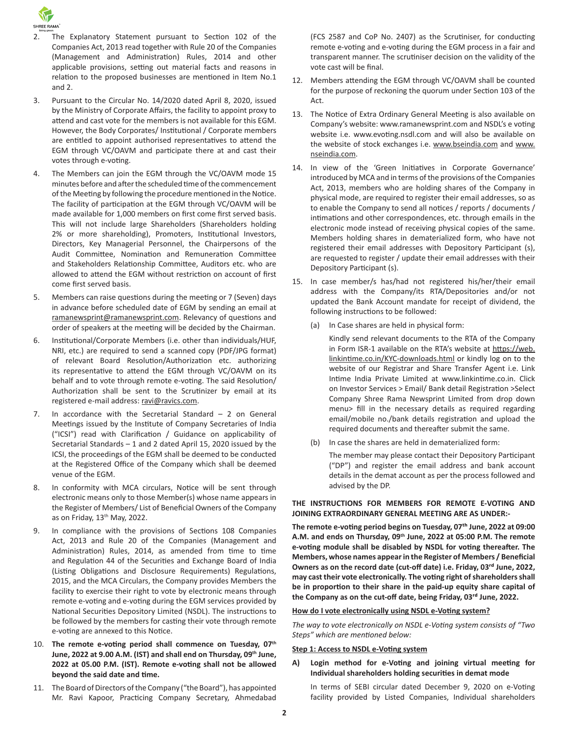2. The Explanatory Statement pursuant to Section 102 of the Companies Act, 2013 read together with Rule 20 of the Companies (Management and Administration) Rules, 2014 and other applicable provisions, setting out material facts and reasons in relation to the proposed businesses are mentioned in Item No.1 and 2.

3. Pursuant to the Circular No. 14/2020 dated April 8, 2020, issued by the Ministry of Corporate Affairs, the facility to appoint proxy to attend and cast vote for the members is not available for this EGM. However, the Body Corporates/ Institutional / Corporate members are entitled to appoint authorised representatives to attend the EGM through VC/OAVM and participate there at and cast their votes through e-voting.

4. The Members can join the EGM through the VC/OAVM mode 15 minutes before and after the scheduled time of the commencement of the Meeting by following the procedure mentioned in the Notice. The facility of participation at the EGM through VC/OAVM will be made available for 1,000 members on first come first served basis. This will not include large Shareholders (Shareholders holding 2% or more shareholding), Promoters, Institutional Investors, Directors, Key Managerial Personnel, the Chairpersons of the Audit Committee, Nomination and Remuneration Committee and Stakeholders Relationship Committee, Auditors etc. who are allowed to attend the EGM without restriction on account of first come first served basis.

5. Members can raise questions during the meeting or 7 (Seven) days in advance before scheduled date of EGM by sending an email at ramanewsprint@ramanewsprint.com. Relevancy of questions and order of speakers at the meeting will be decided by the Chairman.

6. Institutional/Corporate Members (i.e. other than individuals/HUF, NRI, etc.) are required to send a scanned copy (PDF/JPG format) of relevant Board Resolution/Authorization etc. authorizing its representative to attend the EGM through VC/OAVM on its behalf and to vote through remote e-voting. The said Resolution/ Authorization shall be sent to the Scrutinizer by email at its registered e-mail address: ravi@ravics.com.

7. In accordance with the Secretarial Standard – 2 on General Meetings issued by the Institute of Company Secretaries of India ("ICSI") read with Clarification / Guidance on applicability of Secretarial Standards – 1 and 2 dated April 15, 2020 issued by the ICSI, the proceedings of the EGM shall be deemed to be conducted at the Registered Office of the Company which shall be deemed venue of the EGM.

8. In conformity with MCA circulars, Notice will be sent through electronic means only to those Member(s) whose name appears in the Register of Members/ List of Beneficial Owners of the Company as on Friday, 13th May, 2022.

9. In compliance with the provisions of Sections 108 Companies Act, 2013 and Rule 20 of the Companies (Management and Administration) Rules, 2014, as amended from time to time and Regulation 44 of the Securities and Exchange Board of India (Listing Obligations and Disclosure Requirements) Regulations, 2015, and the MCA Circulars, the Company provides Members the facility to exercise their right to vote by electronic means through remote e-voting and e-voting during the EGM services provided by National Securities Depository Limited (NSDL). The instructions to be followed by the members for casting their vote through remote e-voting are annexed to this Notice.

10. **The remote e-voting period shall commence on Tuesday, 07th June, 2022 at 9.00 A.M. (IST) and shall end on Thursday, 09th June, 2022 at 05.00 P.M. (IST). Remote e-voting shall not be allowed beyond the said date and time.**

11. The Board of Directors of the Company ("the Board"), has appointed Mr. Ravi Kapoor, Practicing Company Secretary, Ahmedabad (FCS 2587 and CoP No. 2407) as the Scrutiniser, for conducting remote e-voting and e-voting during the EGM process in a fair and transparent manner. The scrutiniser decision on the validity of the vote cast will be final.

12. Members attending the EGM through VC/OAVM shall be counted for the purpose of reckoning the quorum under Section 103 of the Act.

13. The Notice of Extra Ordinary General Meeting is also available on Company's website: www.ramanewsprint.com and NSDL's e voting website i.e. www.evoting.nsdl.com and will also be available on the website of stock exchanges i.e. www.bseindia.com and www.nseindia.com.

14. In view of the 'Green Initiatives in Corporate Governance' introduced by MCA and in terms of the provisions of the Companies Act, 2013, members who are holding shares of the Company in physical mode, are required to register their email addresses, so as to enable the Company to send all notices / reports / documents / intimations and other correspondences, etc. through emails in the electronic mode instead of receiving physical copies of the same. Members holding shares in dematerialized form, who have not registered their email addresses with Depository Participant (s), are requested to register / update their email addresses with their Depository Participant (s).

15. In case member/s has/had not registered his/her/their email address with the Company/its RTA/Depositories and/or not updated the Bank Account mandate for receipt of dividend, the following instructions to be followed:

    (a) In Case shares are held in physical form:

    Kindly send relevant documents to the RTA of the Company in Form ISR-1 available on the RTA's website at https://web.linkintime.co.in/KYC-downloads.html or kindly log on to the website of our Registrar and Share Transfer Agent i.e. Link Intime India Private Limited at www.linkintime.co.in. Click on Investor Services > Email/ Bank detail Registration >Select Company Shree Rama Newsprint Limited from drop down menu> fill in the necessary details as required regarding email/mobile no./bank details registration and upload the required documents and thereafter submit the same.

    (b) In case the shares are held in dematerialized form:

    The member may please contact their Depository Participant ("DP") and register the email address and bank account details in the demat account as per the process followed and advised by the DP.

**THE INSTRUCTIONS FOR MEMBERS FOR REMOTE E-VOTING AND JOINING EXTRAORDINARY GENERAL MEETING ARE AS UNDER:-**

**The remote e-voting period begins on Tuesday, 07th June, 2022 at 09:00 A.M. and ends on Thursday, 09th June, 2022 at 05:00 P.M. The remote e-voting module shall be disabled by NSDL for voting thereafter. The Members, whose names appear in the Register of Members / Beneficial Owners as on the record date (cut-off date) i.e. Friday, 03rd June, 2022, may cast their vote electronically. The voting right of shareholders shall be in proportion to their share in the paid-up equity share capital of the Company as on the cut-off date, being Friday, 03rd June, 2022.**

**How do I vote electronically using NSDL e-Voting system?**

*The way to vote electronically on NSDL e-Voting system consists of "Two Steps" which are mentioned below:*

**Step 1: Access to NSDL e-Voting system**

**A) Login method for e-Voting and joining virtual meeting for Individual shareholders holding securities in demat mode**

In terms of SEBI circular dated December 9, 2020 on e-Voting facility provided by Listed Companies, Individual shareholders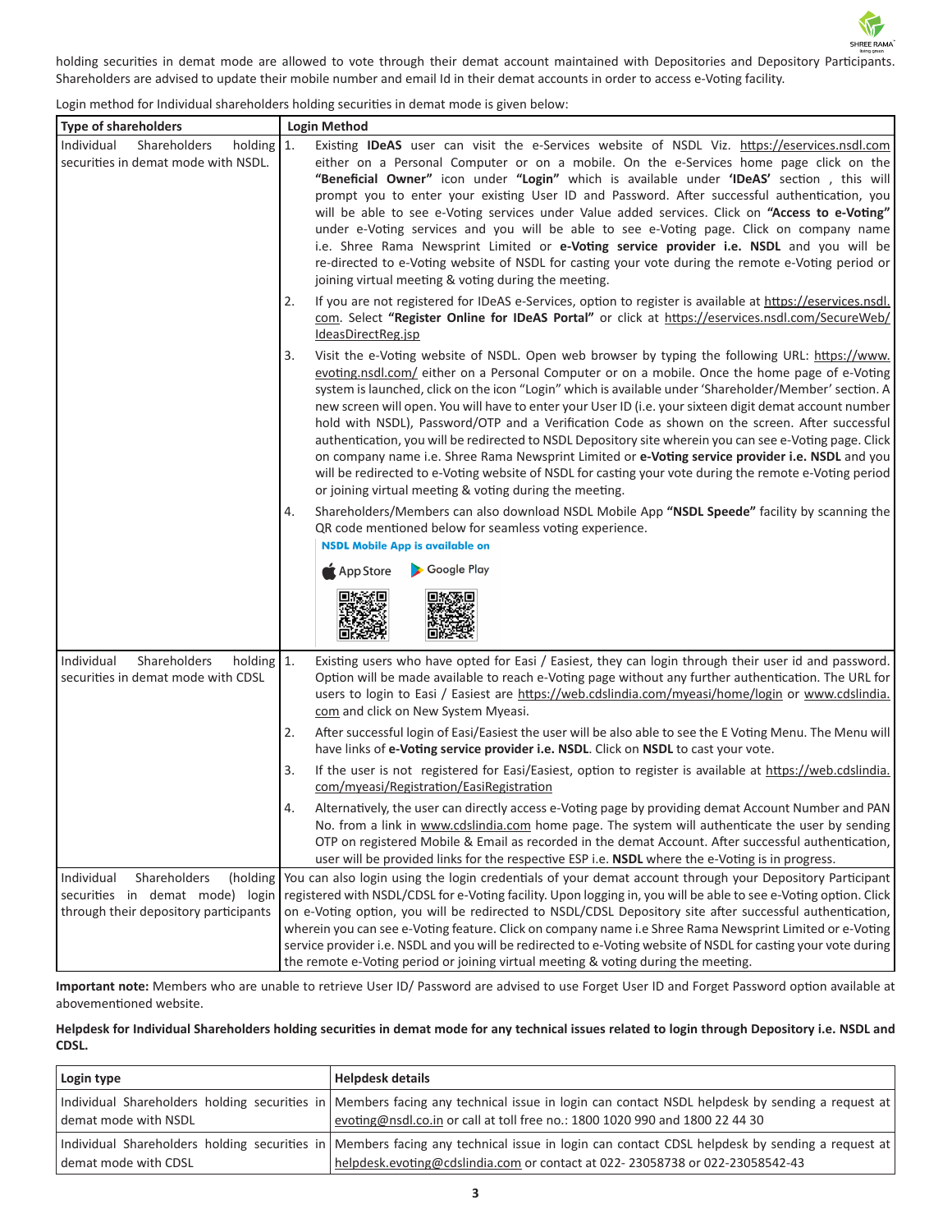holding securities in demat mode are allowed to vote through their demat account maintained with Depositories and Depository Participants. Shareholders are advised to update their mobile number and email Id in their demat accounts in order to access e-Voting facility.

Login method for Individual shareholders holding securities in demat mode is given below:

| Type of shareholders | Login Method |
|---|---|
| Individual Shareholders holding securities in demat mode with NSDL. | 1. Existing **IDeAS** user can visit the e-Services website of NSDL Viz. https://eservices.nsdl.com either on a Personal Computer or on a mobile. On the e-Services home page click on the **"Beneficial Owner"** icon under **"Login"** which is available under **'IDeAS'** section , this will prompt you to enter your existing User ID and Password. After successful authentication, you will be able to see e-Voting services under Value added services. Click on **"Access to e-Voting"** under e-Voting services and you will be able to see e-Voting page. Click on company name i.e. Shree Rama Newsprint Limited or **e-Voting service provider i.e. NSDL** and you will be re-directed to e-Voting website of NSDL for casting your vote during the remote e-Voting period or joining virtual meeting & voting during the meeting.<br>2. If you are not registered for IDeAS e-Services, option to register is available at https://eservices.nsdl.com. Select **"Register Online for IDeAS Portal"** or click at https://eservices.nsdl.com/SecureWeb/IdeasDirectReg.jsp<br>3. Visit the e-Voting website of NSDL. Open web browser by typing the following URL: https://www.evoting.nsdl.com/ either on a Personal Computer or on a mobile. Once the home page of e-Voting system is launched, click on the icon "Login" which is available under 'Shareholder/Member' section. A new screen will open. You will have to enter your User ID (i.e. your sixteen digit demat account number hold with NSDL), Password/OTP and a Verification Code as shown on the screen. After successful authentication, you will be redirected to NSDL Depository site wherein you can see e-Voting page. Click on company name i.e. Shree Rama Newsprint Limited or **e-Voting service provider i.e. NSDL** and you will be redirected to e-Voting website of NSDL for casting your vote during the remote e-Voting period or joining virtual meeting & voting during the meeting.<br>4. Shareholders/Members can also download NSDL Mobile App **"NSDL Speede"** facility by scanning the QR code mentioned below for seamless voting experience.<br>**NSDL Mobile App is available on**<br>App Store Google Play |
| Individual Shareholders holding securities in demat mode with CDSL | 1. Existing users who have opted for Easi / Easiest, they can login through their user id and password. Option will be made available to reach e-Voting page without any further authentication. The URL for users to login to Easi / Easiest are https://web.cdslindia.com/myeasi/home/login or www.cdslindia.com and click on New System Myeasi.<br>2. After successful login of Easi/Easiest the user will be also able to see the E Voting Menu. The Menu will have links of **e-Voting service provider i.e. NSDL**. Click on **NSDL** to cast your vote.<br>3. If the user is not registered for Easi/Easiest, option to register is available at https://web.cdslindia.com/myeasi/Registration/EasiRegistration<br>4. Alternatively, the user can directly access e-Voting page by providing demat Account Number and PAN No. from a link in www.cdslindia.com home page. The system will authenticate the user by sending OTP on registered Mobile & Email as recorded in the demat Account. After successful authentication, user will be provided links for the respective ESP i.e. **NSDL** where the e-Voting is in progress. |
| Individual Shareholders (holding securities in demat mode) login through their depository participants | You can also login using the login credentials of your demat account through your Depository Participant registered with NSDL/CDSL for e-Voting facility. Upon logging in, you will be able to see e-Voting option. Click on e-Voting option, you will be redirected to NSDL/CDSL Depository site after successful authentication, wherein you can see e-Voting feature. Click on company name i.e Shree Rama Newsprint Limited or e-Voting service provider i.e. NSDL and you will be redirected to e-Voting website of NSDL for casting your vote during the remote e-Voting period or joining virtual meeting & voting during the meeting. |

**Important note:** Members who are unable to retrieve User ID/ Password are advised to use Forget User ID and Forget Password option available at abovementioned website.

**Helpdesk for Individual Shareholders holding securities in demat mode for any technical issues related to login through Depository i.e. NSDL and CDSL.**

| Login type | Helpdesk details |
|---|---|
| Individual Shareholders holding securities in demat mode with NSDL | Members facing any technical issue in login can contact NSDL helpdesk by sending a request at evoting@nsdl.co.in or call at toll free no.: 1800 1020 990 and 1800 22 44 30 |
| Individual Shareholders holding securities in demat mode with CDSL | Members facing any technical issue in login can contact CDSL helpdesk by sending a request at helpdesk.evoting@cdslindia.com or contact at 022- 23058738 or 022-23058542-43 |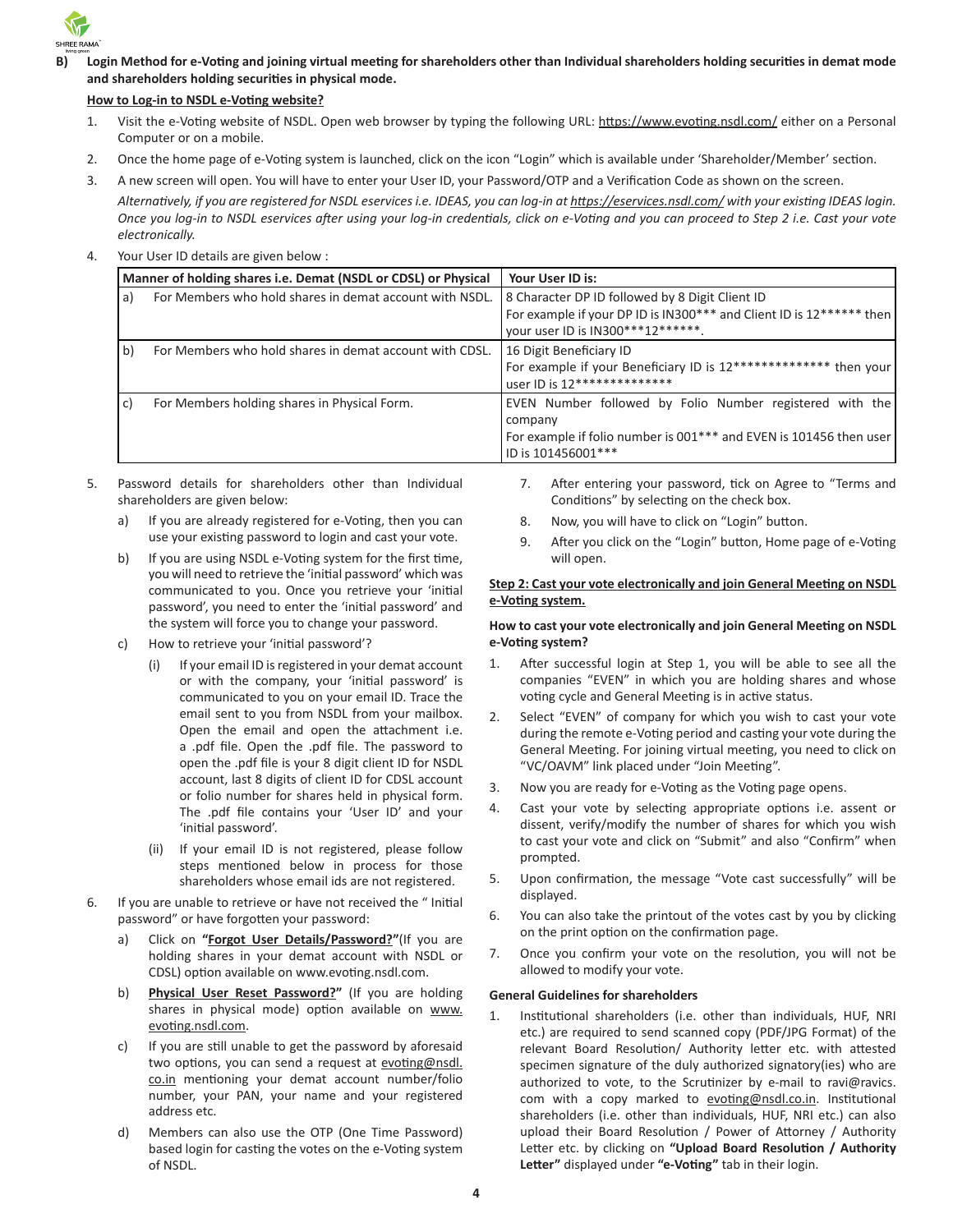**B) Login Method for e-Voting and joining virtual meeting for shareholders other than Individual shareholders holding securities in demat mode and shareholders holding securities in physical mode.**

**How to Log-in to NSDL e-Voting website?**

1. Visit the e-Voting website of NSDL. Open web browser by typing the following URL: https://www.evoting.nsdl.com/ either on a Personal Computer or on a mobile.
2. Once the home page of e-Voting system is launched, click on the icon "Login" which is available under 'Shareholder/Member' section.
3. A new screen will open. You will have to enter your User ID, your Password/OTP and a Verification Code as shown on the screen.

   *Alternatively, if you are registered for NSDL eservices i.e. IDEAS, you can log-in at https://eservices.nsdl.com/ with your existing IDEAS login. Once you log-in to NSDL eservices after using your log-in credentials, click on e-Voting and you can proceed to Step 2 i.e. Cast your vote electronically.*

4. Your User ID details are given below :

| Manner of holding shares i.e. Demat (NSDL or CDSL) or Physical | Your User ID is: |
|---|---|
| a) For Members who hold shares in demat account with NSDL. | 8 Character DP ID followed by 8 Digit Client ID<br>For example if your DP ID is IN300*** and Client ID is 12****** then your user ID is IN300***12******. |
| b) For Members who hold shares in demat account with CDSL. | 16 Digit Beneficiary ID<br>For example if your Beneficiary ID is 12************** then your user ID is 12************** |
| c) For Members holding shares in Physical Form. | EVEN Number followed by Folio Number registered with the company<br>For example if folio number is 001*** and EVEN is 101456 then user ID is 101456001*** |

5. Password details for shareholders other than Individual shareholders are given below:
   a) If you are already registered for e-Voting, then you can use your existing password to login and cast your vote.
   b) If you are using NSDL e-Voting system for the first time, you will need to retrieve the 'initial password' which was communicated to you. Once you retrieve your 'initial password', you need to enter the 'initial password' and the system will force you to change your password.
   c) How to retrieve your 'initial password'?
      (i) If your email ID is registered in your demat account or with the company, your 'initial password' is communicated to you on your email ID. Trace the email sent to you from NSDL from your mailbox. Open the email and open the attachment i.e. a .pdf file. Open the .pdf file. The password to open the .pdf file is your 8 digit client ID for NSDL account, last 8 digits of client ID for CDSL account or folio number for shares held in physical form. The .pdf file contains your 'User ID' and your 'initial password'.
      (ii) If your email ID is not registered, please follow steps mentioned below in process for those shareholders whose email ids are not registered.
6. If you are unable to retrieve or have not received the " Initial password" or have forgotten your password:
   a) Click on **"Forgot User Details/Password?"**(If you are holding shares in your demat account with NSDL or CDSL) option available on www.evoting.nsdl.com.
   b) **Physical User Reset Password?"** (If you are holding shares in physical mode) option available on www.evoting.nsdl.com.
   c) If you are still unable to get the password by aforesaid two options, you can send a request at evoting@nsdl.co.in mentioning your demat account number/folio number, your PAN, your name and your registered address etc.
   d) Members can also use the OTP (One Time Password) based login for casting the votes on the e-Voting system of NSDL.
7. After entering your password, tick on Agree to "Terms and Conditions" by selecting on the check box.
8. Now, you will have to click on "Login" button.
9. After you click on the "Login" button, Home page of e-Voting will open.

**Step 2: Cast your vote electronically and join General Meeting on NSDL e-Voting system.**

**How to cast your vote electronically and join General Meeting on NSDL e-Voting system?**

1. After successful login at Step 1, you will be able to see all the companies "EVEN" in which you are holding shares and whose voting cycle and General Meeting is in active status.
2. Select "EVEN" of company for which you wish to cast your vote during the remote e-Voting period and casting your vote during the General Meeting. For joining virtual meeting, you need to click on "VC/OAVM" link placed under "Join Meeting".
3. Now you are ready for e-Voting as the Voting page opens.
4. Cast your vote by selecting appropriate options i.e. assent or dissent, verify/modify the number of shares for which you wish to cast your vote and click on "Submit" and also "Confirm" when prompted.
5. Upon confirmation, the message "Vote cast successfully" will be displayed.
6. You can also take the printout of the votes cast by you by clicking on the print option on the confirmation page.
7. Once you confirm your vote on the resolution, you will not be allowed to modify your vote.

**General Guidelines for shareholders**

1. Institutional shareholders (i.e. other than individuals, HUF, NRI etc.) are required to send scanned copy (PDF/JPG Format) of the relevant Board Resolution/ Authority letter etc. with attested specimen signature of the duly authorized signatory(ies) who are authorized to vote, to the Scrutinizer by e-mail to ravi@ravics.com with a copy marked to evoting@nsdl.co.in. Institutional shareholders (i.e. other than individuals, HUF, NRI etc.) can also upload their Board Resolution / Power of Attorney / Authority Letter etc. by clicking on **"Upload Board Resolution / Authority Letter"** displayed under **"e-Voting"** tab in their login.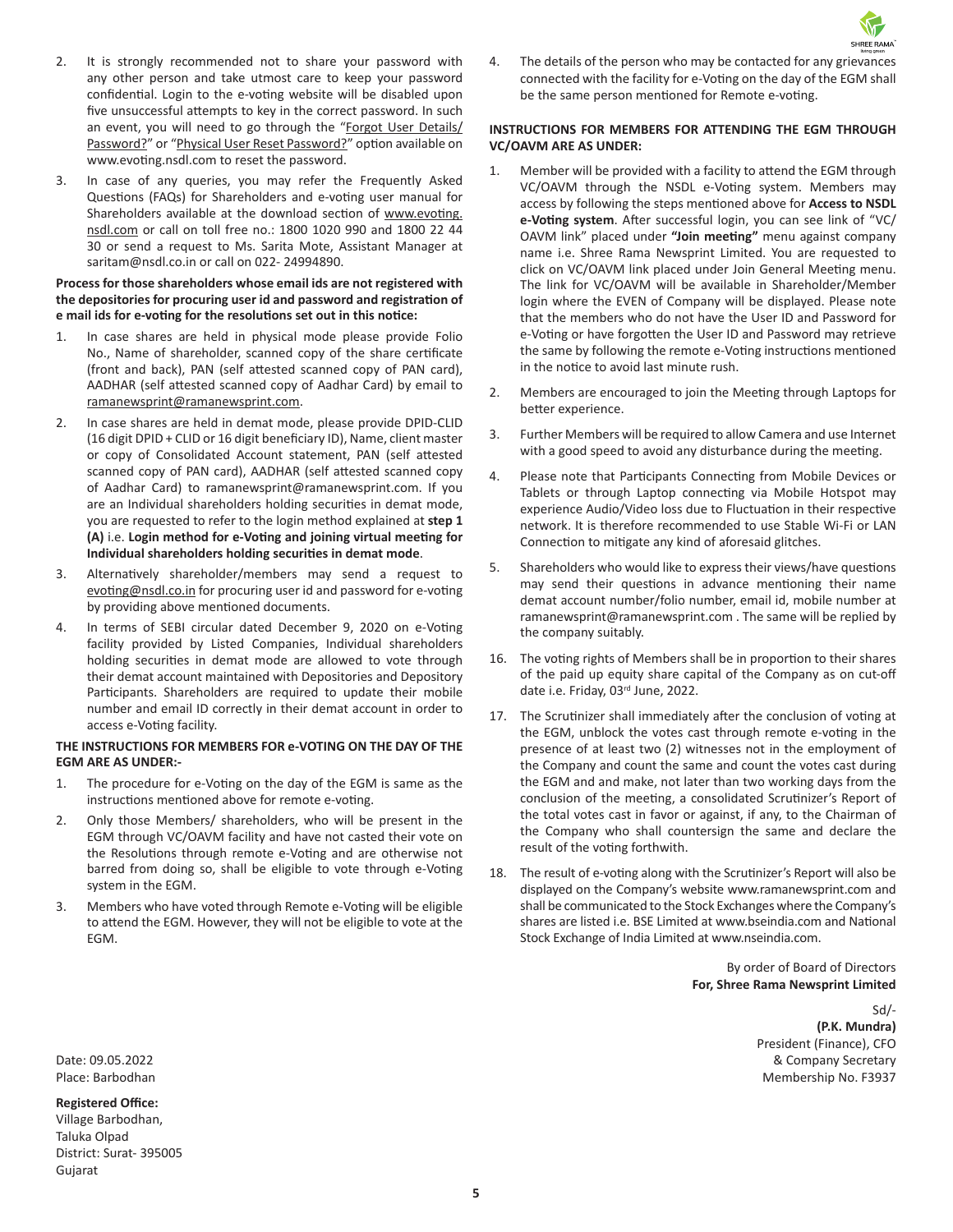2. It is strongly recommended not to share your password with any other person and take utmost care to keep your password confidential. Login to the e-voting website will be disabled upon five unsuccessful attempts to key in the correct password. In such an event, you will need to go through the "Forgot User Details/ Password?" or "Physical User Reset Password?" option available on www.evoting.nsdl.com to reset the password.

3. In case of any queries, you may refer the Frequently Asked Questions (FAQs) for Shareholders and e-voting user manual for Shareholders available at the download section of www.evoting.nsdl.com or call on toll free no.: 1800 1020 990 and 1800 22 44 30 or send a request to Ms. Sarita Mote, Assistant Manager at saritam@nsdl.co.in or call on 022- 24994890.

**Process for those shareholders whose email ids are not registered with the depositories for procuring user id and password and registration of e mail ids for e-voting for the resolutions set out in this notice:**

1. In case shares are held in physical mode please provide Folio No., Name of shareholder, scanned copy of the share certificate (front and back), PAN (self attested scanned copy of PAN card), AADHAR (self attested scanned copy of Aadhar Card) by email to ramanewsprint@ramanewsprint.com.

2. In case shares are held in demat mode, please provide DPID-CLID (16 digit DPID + CLID or 16 digit beneficiary ID), Name, client master or copy of Consolidated Account statement, PAN (self attested scanned copy of PAN card), AADHAR (self attested scanned copy of Aadhar Card) to ramanewsprint@ramanewsprint.com. If you are an Individual shareholders holding securities in demat mode, you are requested to refer to the login method explained at **step 1 (A)** i.e. **Login method for e-Voting and joining virtual meeting for Individual shareholders holding securities in demat mode**.

3. Alternatively shareholder/members may send a request to evoting@nsdl.co.in for procuring user id and password for e-voting by providing above mentioned documents.

4. In terms of SEBI circular dated December 9, 2020 on e-Voting facility provided by Listed Companies, Individual shareholders holding securities in demat mode are allowed to vote through their demat account maintained with Depositories and Depository Participants. Shareholders are required to update their mobile number and email ID correctly in their demat account in order to access e-Voting facility.

**THE INSTRUCTIONS FOR MEMBERS FOR e-VOTING ON THE DAY OF THE EGM ARE AS UNDER:-**

1. The procedure for e-Voting on the day of the EGM is same as the instructions mentioned above for remote e-voting.

2. Only those Members/ shareholders, who will be present in the EGM through VC/OAVM facility and have not casted their vote on the Resolutions through remote e-Voting and are otherwise not barred from doing so, shall be eligible to vote through e-Voting system in the EGM.

3. Members who have voted through Remote e-Voting will be eligible to attend the EGM. However, they will not be eligible to vote at the EGM.

4. The details of the person who may be contacted for any grievances connected with the facility for e-Voting on the day of the EGM shall be the same person mentioned for Remote e-voting.

**INSTRUCTIONS FOR MEMBERS FOR ATTENDING THE EGM THROUGH VC/OAVM ARE AS UNDER:**

1. Member will be provided with a facility to attend the EGM through VC/OAVM through the NSDL e-Voting system. Members may access by following the steps mentioned above for **Access to NSDL e-Voting system**. After successful login, you can see link of "VC/ OAVM link" placed under **"Join meeting"** menu against company name i.e. Shree Rama Newsprint Limited. You are requested to click on VC/OAVM link placed under Join General Meeting menu. The link for VC/OAVM will be available in Shareholder/Member login where the EVEN of Company will be displayed. Please note that the members who do not have the User ID and Password for e-Voting or have forgotten the User ID and Password may retrieve the same by following the remote e-Voting instructions mentioned in the notice to avoid last minute rush.

2. Members are encouraged to join the Meeting through Laptops for better experience.

3. Further Members will be required to allow Camera and use Internet with a good speed to avoid any disturbance during the meeting.

4. Please note that Participants Connecting from Mobile Devices or Tablets or through Laptop connecting via Mobile Hotspot may experience Audio/Video loss due to Fluctuation in their respective network. It is therefore recommended to use Stable Wi-Fi or LAN Connection to mitigate any kind of aforesaid glitches.

5. Shareholders who would like to express their views/have questions may send their questions in advance mentioning their name demat account number/folio number, email id, mobile number at ramanewsprint@ramanewsprint.com . The same will be replied by the company suitably.

16. The voting rights of Members shall be in proportion to their shares of the paid up equity share capital of the Company as on cut-off date i.e. Friday, 03rd June, 2022.

17. The Scrutinizer shall immediately after the conclusion of voting at the EGM, unblock the votes cast through remote e-voting in the presence of at least two (2) witnesses not in the employment of the Company and count the same and count the votes cast during the EGM and and make, not later than two working days from the conclusion of the meeting, a consolidated Scrutinizer's Report of the total votes cast in favor or against, if any, to the Chairman of the Company who shall countersign the same and declare the result of the voting forthwith.

18. The result of e-voting along with the Scrutinizer's Report will also be displayed on the Company's website www.ramanewsprint.com and shall be communicated to the Stock Exchanges where the Company's shares are listed i.e. BSE Limited at www.bseindia.com and National Stock Exchange of India Limited at www.nseindia.com.

By order of Board of Directors
**For, Shree Rama Newsprint Limited**

Sd/-
**(P.K. Mundra)**
President (Finance), CFO
& Company Secretary
Membership No. F3937

Date: 09.05.2022
Place: Barbodhan

**Registered Office:**
Village Barbodhan,
Taluka Olpad
District: Surat- 395005
Gujarat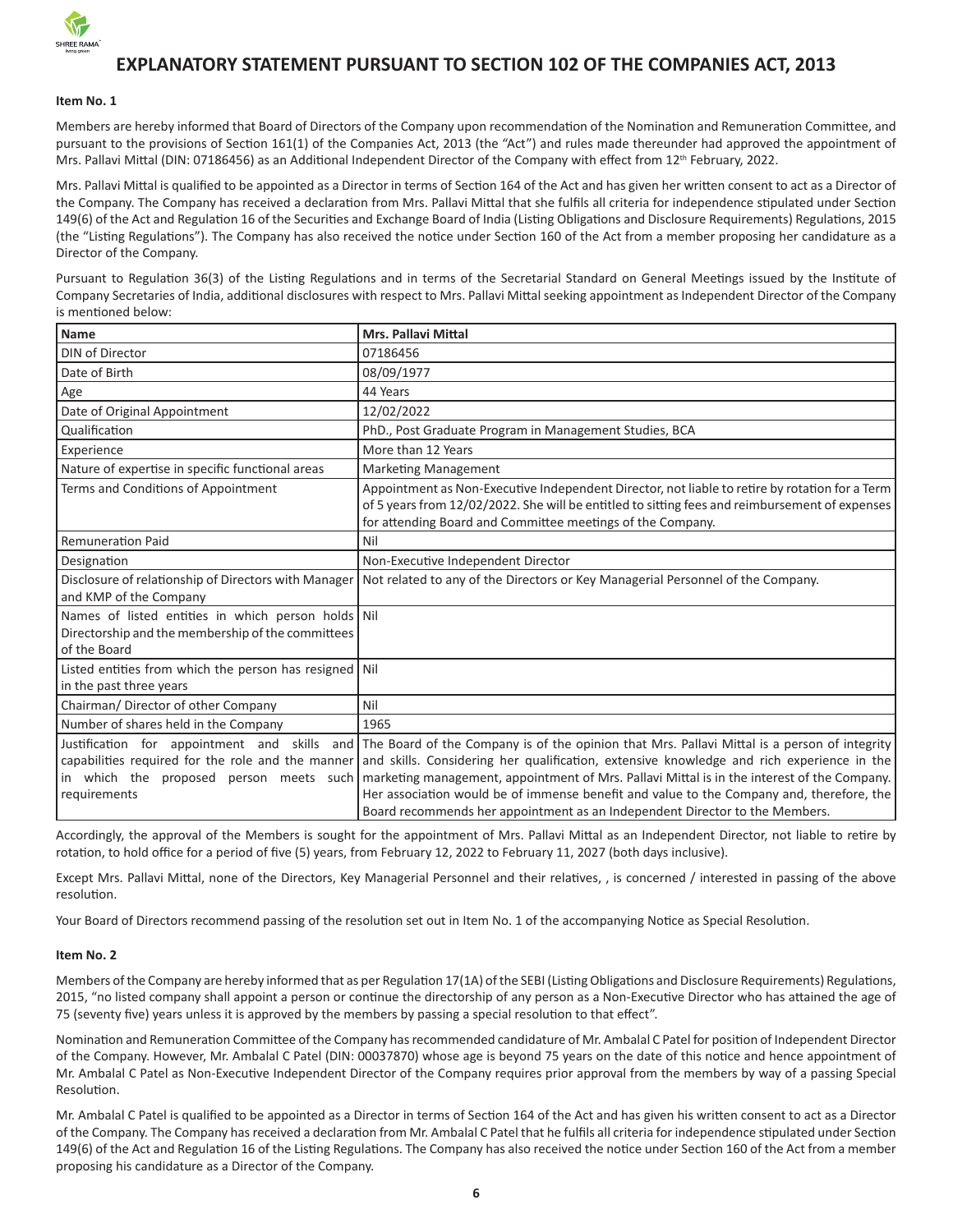# EXPLANATORY STATEMENT PURSUANT TO SECTION 102 OF THE COMPANIES ACT, 2013

**Item No. 1**

Members are hereby informed that Board of Directors of the Company upon recommendation of the Nomination and Remuneration Committee, and pursuant to the provisions of Section 161(1) of the Companies Act, 2013 (the "Act") and rules made thereunder had approved the appointment of Mrs. Pallavi Mittal (DIN: 07186456) as an Additional Independent Director of the Company with effect from 12th February, 2022.

Mrs. Pallavi Mittal is qualified to be appointed as a Director in terms of Section 164 of the Act and has given her written consent to act as a Director of the Company. The Company has received a declaration from Mrs. Pallavi Mittal that she fulfils all criteria for independence stipulated under Section 149(6) of the Act and Regulation 16 of the Securities and Exchange Board of India (Listing Obligations and Disclosure Requirements) Regulations, 2015 (the "Listing Regulations"). The Company has also received the notice under Section 160 of the Act from a member proposing her candidature as a Director of the Company.

Pursuant to Regulation 36(3) of the Listing Regulations and in terms of the Secretarial Standard on General Meetings issued by the Institute of Company Secretaries of India, additional disclosures with respect to Mrs. Pallavi Mittal seeking appointment as Independent Director of the Company is mentioned below:

| **Name** | **Mrs. Pallavi Mittal** |
|---|---|
| DIN of Director | 07186456 |
| Date of Birth | 08/09/1977 |
| Age | 44 Years |
| Date of Original Appointment | 12/02/2022 |
| Qualification | PhD., Post Graduate Program in Management Studies, BCA |
| Experience | More than 12 Years |
| Nature of expertise in specific functional areas | Marketing Management |
| Terms and Conditions of Appointment | Appointment as Non-Executive Independent Director, not liable to retire by rotation for a Term of 5 years from 12/02/2022. She will be entitled to sitting fees and reimbursement of expenses for attending Board and Committee meetings of the Company. |
| Remuneration Paid | Nil |
| Designation | Non-Executive Independent Director |
| Disclosure of relationship of Directors with Manager and KMP of the Company | Not related to any of the Directors or Key Managerial Personnel of the Company. |
| Names of listed entities in which person holds Directorship and the membership of the committees of the Board | Nil |
| Listed entities from which the person has resigned in the past three years | Nil |
| Chairman/ Director of other Company | Nil |
| Number of shares held in the Company | 1965 |
| Justification for appointment and skills and capabilities required for the role and the manner in which the proposed person meets such requirements | The Board of the Company is of the opinion that Mrs. Pallavi Mittal is a person of integrity and skills. Considering her qualification, extensive knowledge and rich experience in the marketing management, appointment of Mrs. Pallavi Mittal is in the interest of the Company. Her association would be of immense benefit and value to the Company and, therefore, the Board recommends her appointment as an Independent Director to the Members. |

Accordingly, the approval of the Members is sought for the appointment of Mrs. Pallavi Mittal as an Independent Director, not liable to retire by rotation, to hold office for a period of five (5) years, from February 12, 2022 to February 11, 2027 (both days inclusive).

Except Mrs. Pallavi Mittal, none of the Directors, Key Managerial Personnel and their relatives, , is concerned / interested in passing of the above resolution.

Your Board of Directors recommend passing of the resolution set out in Item No. 1 of the accompanying Notice as Special Resolution.

**Item No. 2**

Members of the Company are hereby informed that as per Regulation 17(1A) of the SEBI (Listing Obligations and Disclosure Requirements) Regulations, 2015, "no listed company shall appoint a person or continue the directorship of any person as a Non-Executive Director who has attained the age of 75 (seventy five) years unless it is approved by the members by passing a special resolution to that effect".

Nomination and Remuneration Committee of the Company has recommended candidature of Mr. Ambalal C Patel for position of Independent Director of the Company. However, Mr. Ambalal C Patel (DIN: 00037870) whose age is beyond 75 years on the date of this notice and hence appointment of Mr. Ambalal C Patel as Non-Executive Independent Director of the Company requires prior approval from the members by way of a passing Special Resolution.

Mr. Ambalal C Patel is qualified to be appointed as a Director in terms of Section 164 of the Act and has given his written consent to act as a Director of the Company. The Company has received a declaration from Mr. Ambalal C Patel that he fulfils all criteria for independence stipulated under Section 149(6) of the Act and Regulation 16 of the Listing Regulations. The Company has also received the notice under Section 160 of the Act from a member proposing his candidature as a Director of the Company.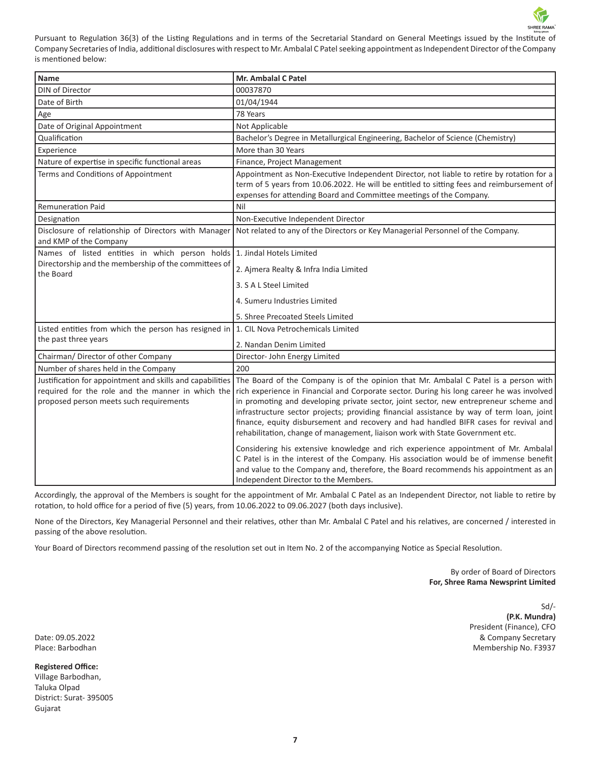Pursuant to Regulation 36(3) of the Listing Regulations and in terms of the Secretarial Standard on General Meetings issued by the Institute of Company Secretaries of India, additional disclosures with respect to Mr. Ambalal C Patel seeking appointment as Independent Director of the Company is mentioned below:

| **Name** | **Mr. Ambalal C Patel** |
|---|---|
| DIN of Director | 00037870 |
| Date of Birth | 01/04/1944 |
| Age | 78 Years |
| Date of Original Appointment | Not Applicable |
| Qualification | Bachelor's Degree in Metallurgical Engineering, Bachelor of Science (Chemistry) |
| Experience | More than 30 Years |
| Nature of expertise in specific functional areas | Finance, Project Management |
| Terms and Conditions of Appointment | Appointment as Non-Executive Independent Director, not liable to retire by rotation for a term of 5 years from 10.06.2022. He will be entitled to sitting fees and reimbursement of expenses for attending Board and Committee meetings of the Company. |
| Remuneration Paid | Nil |
| Designation | Non-Executive Independent Director |
| Disclosure of relationship of Directors with Manager and KMP of the Company | Not related to any of the Directors or Key Managerial Personnel of the Company. |
| Names of listed entities in which person holds Directorship and the membership of the committees of the Board | 1. Jindal Hotels Limited<br>2. Ajmera Realty & Infra India Limited<br>3. S A L Steel Limited<br>4. Sumeru Industries Limited<br>5. Shree Precoated Steels Limited |
| Listed entities from which the person has resigned in the past three years | 1. CIL Nova Petrochemicals Limited<br>2. Nandan Denim Limited |
| Chairman/ Director of other Company | Director- John Energy Limited |
| Number of shares held in the Company | 200 |
| Justification for appointment and skills and capabilities required for the role and the manner in which the proposed person meets such requirements | The Board of the Company is of the opinion that Mr. Ambalal C Patel is a person with rich experience in Financial and Corporate sector. During his long career he was involved in promoting and developing private sector, joint sector, new entrepreneur scheme and infrastructure sector projects; providing financial assistance by way of term loan, joint finance, equity disbursement and recovery and had handled BIFR cases for revival and rehabilitation, change of management, liaison work with State Government etc.<br><br>Considering his extensive knowledge and rich experience appointment of Mr. Ambalal C Patel is in the interest of the Company. His association would be of immense benefit and value to the Company and, therefore, the Board recommends his appointment as an Independent Director to the Members. |

Accordingly, the approval of the Members is sought for the appointment of Mr. Ambalal C Patel as an Independent Director, not liable to retire by rotation, to hold office for a period of five (5) years, from 10.06.2022 to 09.06.2027 (both days inclusive).

None of the Directors, Key Managerial Personnel and their relatives, other than Mr. Ambalal C Patel and his relatives, are concerned / interested in passing of the above resolution.

Your Board of Directors recommend passing of the resolution set out in Item No. 2 of the accompanying Notice as Special Resolution.

By order of Board of Directors
**For, Shree Rama Newsprint Limited**

Sd/-
**(P.K. Mundra)**
President (Finance), CFO
& Company Secretary
Membership No. F3937

Date: 09.05.2022
Place: Barbodhan

**Registered Office:**
Village Barbodhan,
Taluka Olpad
District: Surat- 395005
Gujarat